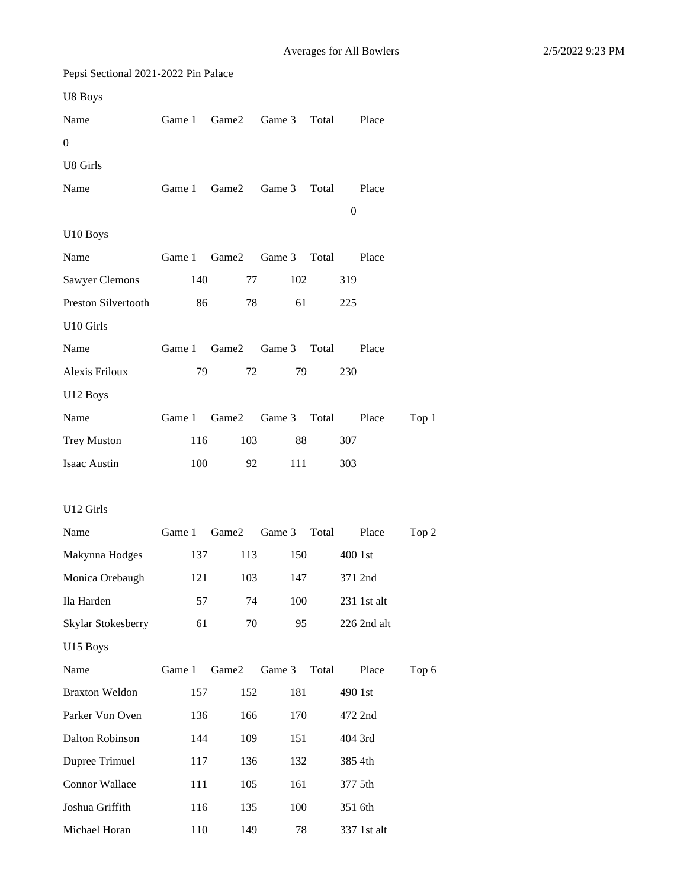Averages for All Bowlers

Pepsi Sectional 2021-2022 Pin Palace

U8 Boys

| Name | Game 1 | Game2 | Game 3 | Total | Place |
|---|---|---|---|---|---|
| 0 | | | | | |

U8 Girls

| Name | Game 1 | Game2 | Game 3 | Total | Place |
|---|---|---|---|---|---|
| | | | | 0 | |

U10 Boys

| Name | Game 1 | Game2 | Game 3 | Total | Place |
|---|---|---|---|---|---|
| Sawyer Clemons | 140 | 77 | 102 | 319 | |
| Preston Silvertooth | 86 | 78 | 61 | 225 | |

U10 Girls

| Name | Game 1 | Game2 | Game 3 | Total | Place |
|---|---|---|---|---|---|
| Alexis Friloux | 79 | 72 | 79 | 230 | |

U12 Boys

| Name | Game 1 | Game2 | Game 3 | Total | Place | Top 1 |
|---|---|---|---|---|---|---|
| Trey Muston | 116 | 103 | 88 | 307 | | |
| Isaac Austin | 100 | 92 | 111 | 303 | | |

U12 Girls

| Name | Game 1 | Game2 | Game 3 | Total | Place | Top 2 |
|---|---|---|---|---|---|---|
| Makynna Hodges | 137 | 113 | 150 | 400 | 1st | |
| Monica Orebaugh | 121 | 103 | 147 | 371 | 2nd | |
| Ila Harden | 57 | 74 | 100 | 231 | 1st alt | |
| Skylar Stokesberry | 61 | 70 | 95 | 226 | 2nd alt | |

U15 Boys

| Name | Game 1 | Game2 | Game 3 | Total | Place | Top 6 |
|---|---|---|---|---|---|---|
| Braxton Weldon | 157 | 152 | 181 | 490 | 1st | |
| Parker Von Oven | 136 | 166 | 170 | 472 | 2nd | |
| Dalton Robinson | 144 | 109 | 151 | 404 | 3rd | |
| Dupree Trimuel | 117 | 136 | 132 | 385 | 4th | |
| Connor Wallace | 111 | 105 | 161 | 377 | 5th | |
| Joshua Griffith | 116 | 135 | 100 | 351 | 6th | |
| Michael Horan | 110 | 149 | 78 | 337 | 1st alt | |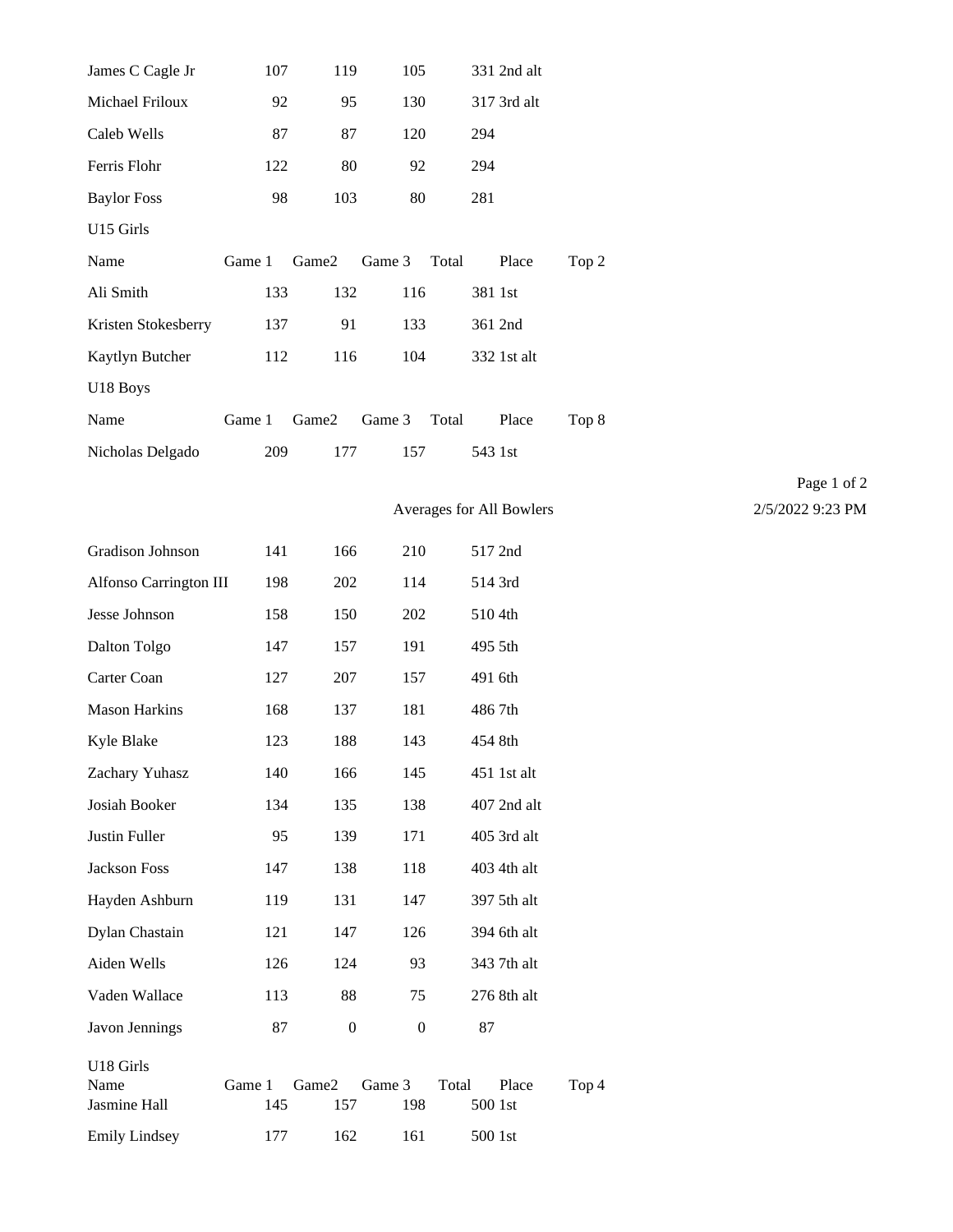| | | | | | |
|---|---|---|---|---|---|
| James C Cagle Jr | 107 | 119 | 105 | 331 | 2nd alt |
| Michael Friloux | 92 | 95 | 130 | 317 | 3rd alt |
| Caleb Wells | 87 | 87 | 120 | 294 | |
| Ferris Flohr | 122 | 80 | 92 | 294 | |
| Baylor Foss | 98 | 103 | 80 | 281 | |

U15 Girls

| Name | Game 1 | Game2 | Game 3 | Total | Place | Top 2 |
|---|---|---|---|---|---|---|
| Ali Smith | 133 | 132 | 116 | 381 | 1st | |
| Kristen Stokesberry | 137 | 91 | 133 | 361 | 2nd | |
| Kaytlyn Butcher | 112 | 116 | 104 | 332 | 1st alt | |

U18 Boys

| Name | Game 1 | Game2 | Game 3 | Total | Place | Top 8 |
|---|---|---|---|---|---|---|
| Nicholas Delgado | 209 | 177 | 157 | 543 | 1st | |

Averages for All Bowlers

| | | | | | |
|---|---|---|---|---|---|
| Gradison Johnson | 141 | 166 | 210 | 517 | 2nd |
| Alfonso Carrington III | 198 | 202 | 114 | 514 | 3rd |
| Jesse Johnson | 158 | 150 | 202 | 510 | 4th |
| Dalton Tolgo | 147 | 157 | 191 | 495 | 5th |
| Carter Coan | 127 | 207 | 157 | 491 | 6th |
| Mason Harkins | 168 | 137 | 181 | 486 | 7th |
| Kyle Blake | 123 | 188 | 143 | 454 | 8th |
| Zachary Yuhasz | 140 | 166 | 145 | 451 | 1st alt |
| Josiah Booker | 134 | 135 | 138 | 407 | 2nd alt |
| Justin Fuller | 95 | 139 | 171 | 405 | 3rd alt |
| Jackson Foss | 147 | 138 | 118 | 403 | 4th alt |
| Hayden Ashburn | 119 | 131 | 147 | 397 | 5th alt |
| Dylan Chastain | 121 | 147 | 126 | 394 | 6th alt |
| Aiden Wells | 126 | 124 | 93 | 343 | 7th alt |
| Vaden Wallace | 113 | 88 | 75 | 276 | 8th alt |
| Javon Jennings | 87 | 0 | 0 | 87 | |

U18 Girls

| Name | Game 1 | Game2 | Game 3 | Total | Place | Top 4 |
|---|---|---|---|---|---|---|
| Jasmine Hall | 145 | 157 | 198 | 500 | 1st | |
| Emily Lindsey | 177 | 162 | 161 | 500 | 1st | |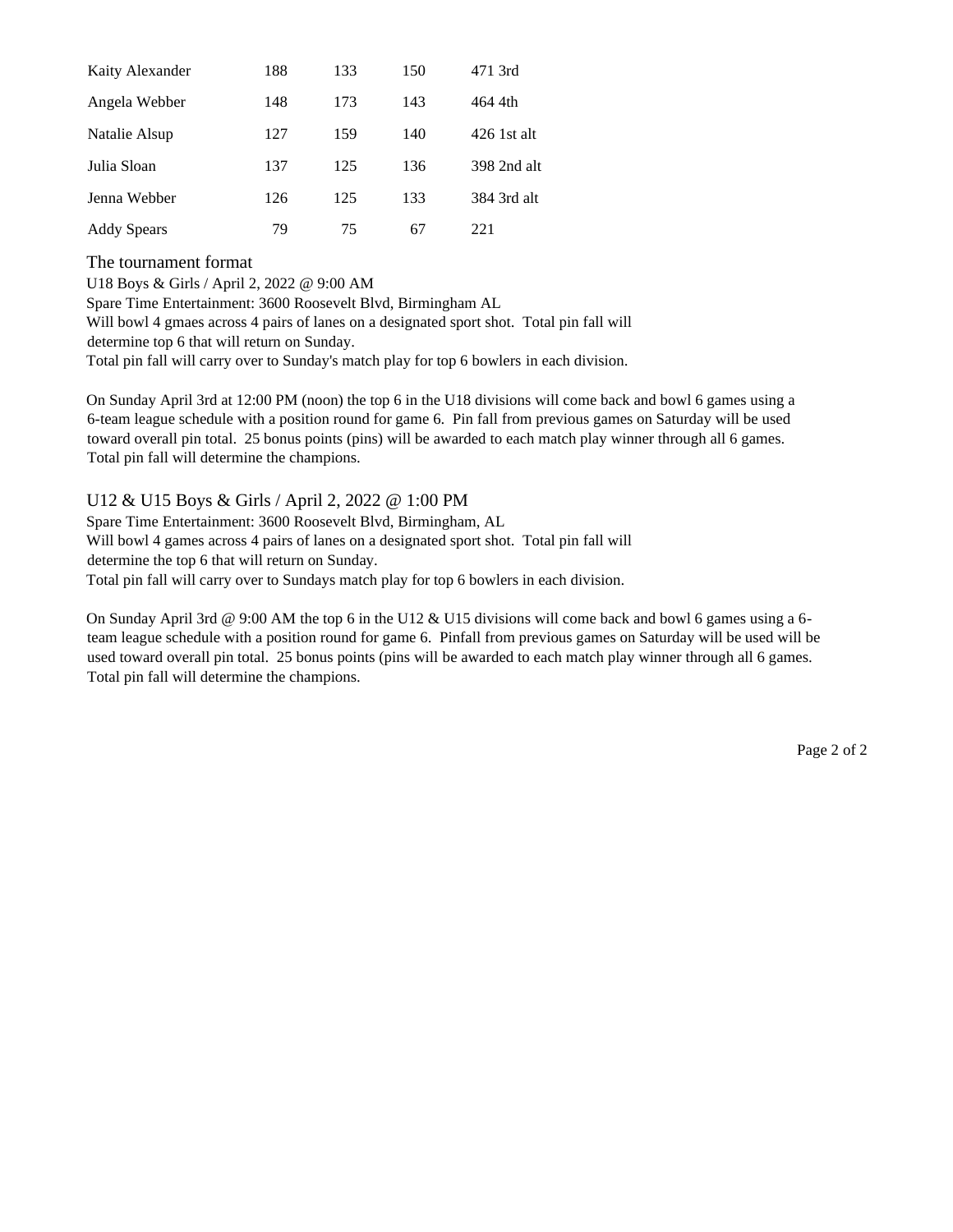| | | | | |
|---|---|---|---|---|
| Kaity Alexander | 188 | 133 | 150 | 471 3rd |
| Angela Webber | 148 | 173 | 143 | 464 4th |
| Natalie Alsup | 127 | 159 | 140 | 426 1st alt |
| Julia Sloan | 137 | 125 | 136 | 398 2nd alt |
| Jenna Webber | 126 | 125 | 133 | 384 3rd alt |
| Addy Spears | 79 | 75 | 67 | 221 |

## The tournament format

U18 Boys & Girls / April 2, 2022 @ 9:00 AM
Spare Time Entertainment: 3600 Roosevelt Blvd, Birmingham AL
Will bowl 4 gmaes across 4 pairs of lanes on a designated sport shot. Total pin fall will determine top 6 that will return on Sunday.
Total pin fall will carry over to Sunday's match play for top 6 bowlers in each division.

On Sunday April 3rd at 12:00 PM (noon) the top 6 in the U18 divisions will come back and bowl 6 games using a 6-team league schedule with a position round for game 6. Pin fall from previous games on Saturday will be used toward overall pin total. 25 bonus points (pins) will be awarded to each match play winner through all 6 games. Total pin fall will determine the champions.

## U12 & U15 Boys & Girls / April 2, 2022 @ 1:00 PM

Spare Time Entertainment: 3600 Roosevelt Blvd, Birmingham, AL
Will bowl 4 games across 4 pairs of lanes on a designated sport shot. Total pin fall will determine the top 6 that will return on Sunday.
Total pin fall will carry over to Sundays match play for top 6 bowlers in each division.

On Sunday April 3rd @ 9:00 AM the top 6 in the U12 & U15 divisions will come back and bowl 6 games using a 6-team league schedule with a position round for game 6. Pinfall from previous games on Saturday will be used will be used toward overall pin total. 25 bonus points (pins will be awarded to each match play winner through all 6 games. Total pin fall will determine the champions.